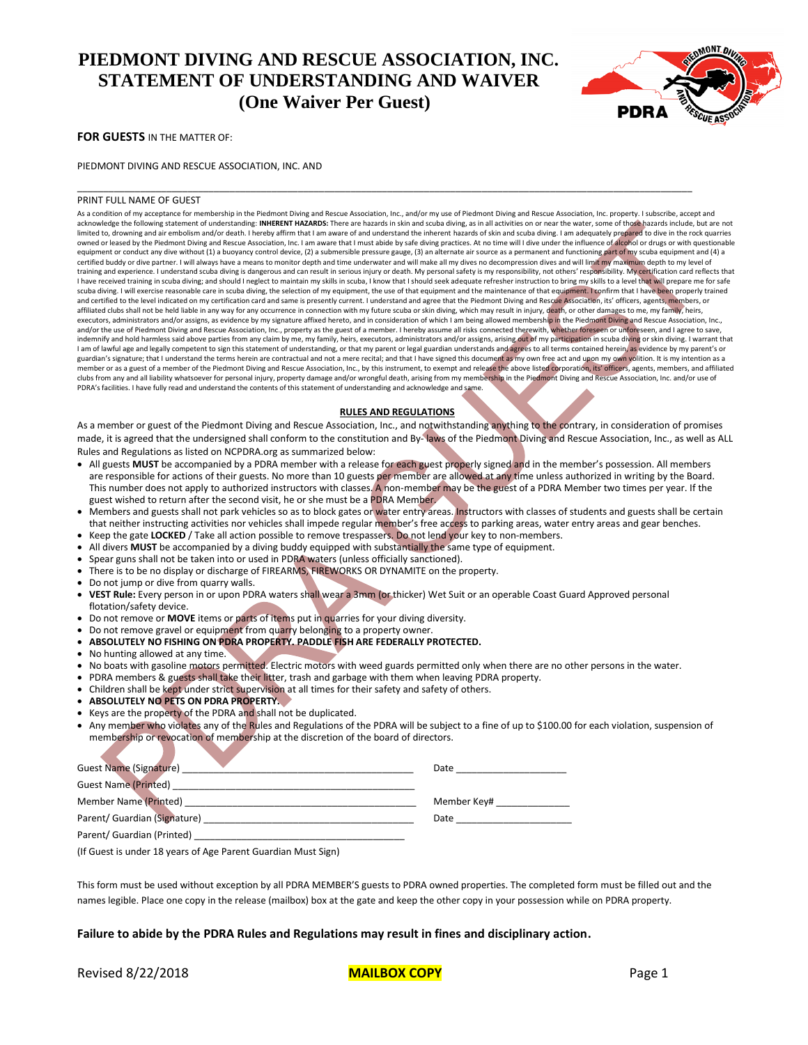# PIEDMONT DIVING AND RESCUE ASSOCIATION, INC.
# STATEMENT OF UNDERSTANDING AND WAIVER
## (One Waiver Per Guest)

**FOR GUESTS** IN THE MATTER OF:

PIEDMONT DIVING AND RESCUE ASSOCIATION, INC. AND

_______________________________________________________________________________

PRINT FULL NAME OF GUEST

As a condition of my acceptance for membership in the Piedmont Diving and Rescue Association, Inc., and/or my use of Piedmont Diving and Rescue Association, Inc. property. I subscribe, accept and acknowledge the following statement of understanding: **INHERENT HAZARDS:** There are hazards in skin and scuba diving, as in all activities on or near the water, some of those hazards include, but are not limited to, drowning and air embolism and/or death. I hereby affirm that I am aware of and understand the inherent hazards of skin and scuba diving. I am adequately prepared to dive in the rock quarries owned or leased by the Piedmont Diving and Rescue Association, Inc. I am aware that I must abide by safe diving practices. At no time will I dive under the influence of alcohol or drugs or with questionable equipment or conduct any dive without (1) a buoyancy control device, (2) a submersible pressure gauge, (3) an alternate air source as a permanent and functioning part of my scuba equipment and (4) a certified buddy or dive partner. I will always have a means to monitor depth and time underwater and will make all my dives no decompression dives and will limit my maximum depth to my level of training and experience. I understand scuba diving is dangerous and can result in serious injury or death. My personal safety is my responsibility, not others' responsibility. My certification card reflects that I have received training in scuba diving; and should I neglect to maintain my skills in scuba, I know that I should seek adequate refresher instruction to bring my skills to a level that will prepare me for safe scuba diving. I will exercise reasonable care in scuba diving, the selection of my equipment, the use of that equipment and the maintenance of that equipment. I confirm that I have been properly trained and certified to the level indicated on my certification card and same is presently current. I understand and agree that the Piedmont Diving and Rescue Association, its' officers, agents, members, or affiliated clubs shall not be held liable in any way for any occurrence in connection with my future scuba or skin diving, which may result in injury, death, or other damages to me, my family, heirs, executors, administrators and/or assigns, as evidence by my signature affixed hereto, and in consideration of which I am being allowed membership in the Piedmont Diving and Rescue Association, Inc., and/or the use of Piedmont Diving and Rescue Association, Inc., property as the guest of a member. I hereby assume all risks connected therewith, whether foreseen or unforeseen, and I agree to save, indemnify and hold harmless said above parties from any claim by me, my family, heirs, executors, administrators and/or assigns, arising out of my participation in scuba diving or skin diving. I warrant that I am of lawful age and legally competent to sign this statement of understanding, or that my parent or legal guardian understands and agrees to all terms contained herein, as evidence by my parent's or guardian's signature; that I understand the terms herein are contractual and not a mere recital; and that I have signed this document as my own free act and upon my own volition. It is my intention as a member or as a guest of a member of the Piedmont Diving and Rescue Association, Inc., by this instrument, to exempt and release the above listed corporation, its' officers, agents, members, and affiliated clubs from any and all liability whatsoever for personal injury, property damage and/or wrongful death, arising from my membership in the Piedmont Diving and Rescue Association, Inc. and/or use of PDRA's facilities. I have fully read and understand the contents of this statement of understanding and acknowledge and same.

## RULES AND REGULATIONS

As a member or guest of the Piedmont Diving and Rescue Association, Inc., and notwithstanding anything to the contrary, in consideration of promises made, it is agreed that the undersigned shall conform to the constitution and By- laws of the Piedmont Diving and Rescue Association, Inc., as well as ALL Rules and Regulations as listed on NCPDRA.org as summarized below:

- All guests **MUST** be accompanied by a PDRA member with a release for each guest properly signed and in the member's possession. All members are responsible for actions of their guests. No more than 10 guests per member are allowed at any time unless authorized in writing by the Board. This number does not apply to authorized instructors with classes. A non-member may be the guest of a PDRA Member two times per year. If the guest wished to return after the second visit, he or she must be a PDRA Member.
- Members and guests shall not park vehicles so as to block gates or water entry areas. Instructors with classes of students and guests shall be certain that neither instructing activities nor vehicles shall impede regular member's free access to parking areas, water entry areas and gear benches.
- Keep the gate **LOCKED** / Take all action possible to remove trespassers. Do not lend your key to non-members.
- All divers **MUST** be accompanied by a diving buddy equipped with substantially the same type of equipment.
- Spear guns shall not be taken into or used in PDRA waters (unless officially sanctioned).
- There is to be no display or discharge of FIREARMS, FIREWORKS OR DYNAMITE on the property.
- Do not jump or dive from quarry walls.
- **VEST Rule:** Every person in or upon PDRA waters shall wear a 3mm (or thicker) Wet Suit or an operable Coast Guard Approved personal flotation/safety device.
- Do not remove or **MOVE** items or parts of items put in quarries for your diving diversity.
- Do not remove gravel or equipment from quarry belonging to a property owner.
- **ABSOLUTELY NO FISHING ON PDRA PROPERTY. PADDLE FISH ARE FEDERALLY PROTECTED.**
- No hunting allowed at any time.
- No boats with gasoline motors permitted. Electric motors with weed guards permitted only when there are no other persons in the water.
- PDRA members & guests shall take their litter, trash and garbage with them when leaving PDRA property.
- Children shall be kept under strict supervision at all times for their safety and safety of others.
- **ABSOLUTELY NO PETS ON PDRA PROPERTY.**
- Keys are the property of the PDRA and shall not be duplicated.
- Any member who violates any of the Rules and Regulations of the PDRA will be subject to a fine of up to $100.00 for each violation, suspension of membership or revocation of membership at the discretion of the board of directors.

Guest Name (Signature) ___________________________________________ Date ____________________

Guest Name (Printed) _____________________________________________

Member Name (Printed) ___________________________________________ Member Key# ______________

Parent/ Guardian (Signature) _______________________________________ Date _____________________

Parent/ Guardian (Printed) _________________________________________

(If Guest is under 18 years of Age Parent Guardian Must Sign)

This form must be used without exception by all PDRA MEMBER'S guests to PDRA owned properties. The completed form must be filled out and the names legible. Place one copy in the release (mailbox) box at the gate and keep the other copy in your possession while on PDRA property.

**Failure to abide by the PDRA Rules and Regulations may result in fines and disciplinary action.**

Revised 8/22/2018 **MAILBOX COPY**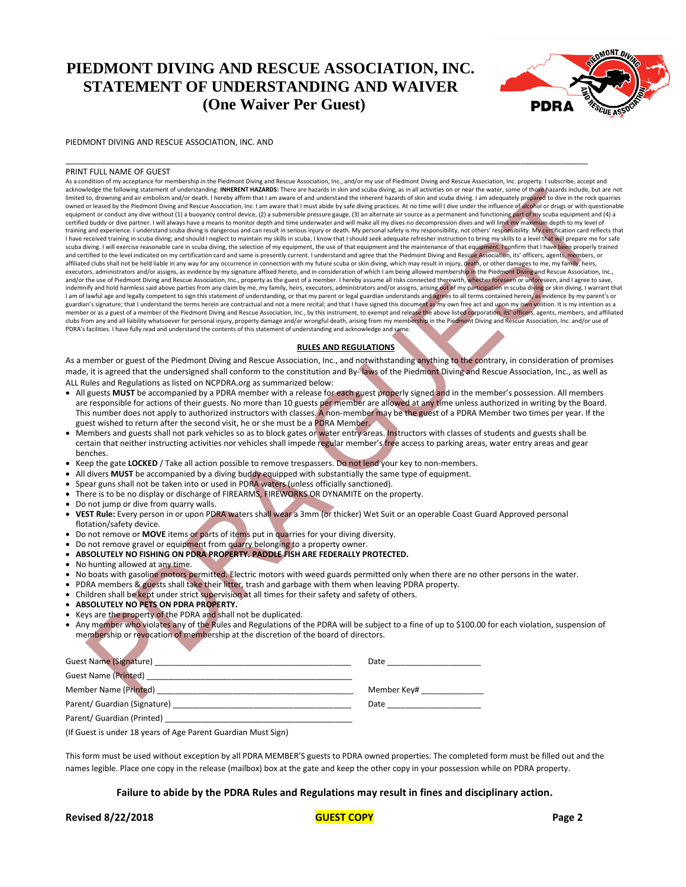# PIEDMONT DIVING AND RESCUE ASSOCIATION, INC. STATEMENT OF UNDERSTANDING AND WAIVER (One Waiver Per Guest)

PIEDMONT DIVING AND RESCUE ASSOCIATION, INC. AND

_______________________________________________________________________________________________

PRINT FULL NAME OF GUEST

As a condition of my acceptance for membership in the Piedmont Diving and Rescue Association, Inc., and/or my use of Piedmont Diving and Rescue Association, Inc. property. I subscribe, accept and acknowledge the following statement of understanding: **INHERENT HAZARDS:** There are hazards in skin and scuba diving, as in all activities on or near the water, some of those hazards include, but are not limited to, drowning and air embolism and/or death. I hereby affirm that I am aware of and understand the inherent hazards of skin and scuba diving. I am adequately prepared to dive in the rock quarries owned or leased by the Piedmont Diving and Rescue Association, Inc. I am aware that I must abide by safe diving practices. At no time will I dive under the influence of alcohol or drugs or with questionable equipment or conduct any dive without (1) a buoyancy control device, (2) a submersible pressure gauge, (3) an alternate air source as a permanent and functioning part of my scuba equipment and (4) a certified buddy or dive partner. I will always have a means to monitor depth and time underwater and will make all my dives no decompression dives and will limit my maximum depth to my level of training and experience. I understand scuba diving is dangerous and can result in serious injury or death. My personal safety is my responsibility, not others' responsibility. My certification card reflects that I have received training in scuba diving; and should I neglect to maintain my skills in scuba, I know that I should seek adequate refresher instruction to bring my skills to a level that will prepare me for safe scuba diving. I will exercise reasonable care in scuba diving, the selection of my equipment, the use of that equipment and the maintenance of that equipment. I confirm that I have been properly trained and certified to the level indicated on my certification card and same is presently current. I understand and agree that the Piedmont Diving and Rescue Association, its' officers, agents, members, or affiliated clubs shall not be held liable in any way for any occurrence in connection with my future scuba or skin diving, which may result in injury, death, or other damages to me, my family, heirs, executors, administrators and/or assigns, as evidence by my signature affixed hereto, and in consideration of which I am being allowed membership in the Piedmont Diving and Rescue Association, Inc., and/or the use of Piedmont Diving and Rescue Association, Inc., property as the guest of a member. I hereby assume all risks connected therewith, whether foreseen or unforeseen, and I agree to save, indemnify and hold harmless said above parties from any claim by me, my family, heirs, executors, administrators and/or assigns, arising out of my participation in scuba diving or skin diving. I warrant that I am of lawful age and legally competent to sign this statement of understanding, or that my parent or legal guardian understands and agrees to all terms contained herein, as evidence by my parent's or guardian's signature; that I understand the terms herein are contractual and not a mere recital; and that I have signed this document as my own free act and upon my own volition. It is my intention as a member or as a guest of a member of the Piedmont Diving and Rescue Association, Inc., by this instrument, to exempt and release the above listed corporation, its' officers, agents, members, and affiliated clubs from any and all liability whatsoever for personal injury, property damage and/or wrongful death, arising from my membership in the Piedmont Diving and Rescue Association, Inc. and/or use of PDRA's facilities. I have fully read and understand the contents of this statement of understanding and acknowledge and same.

## RULES AND REGULATIONS

As a member or guest of the Piedmont Diving and Rescue Association, Inc., and notwithstanding anything to the contrary, in consideration of promises made, it is agreed that the undersigned shall conform to the constitution and By- laws of the Piedmont Diving and Rescue Association, Inc., as well as ALL Rules and Regulations as listed on NCPDRA.org as summarized below:

- All guests **MUST** be accompanied by a PDRA member with a release for each guest properly signed and in the member's possession. All members are responsible for actions of their guests. No more than 10 guests per member are allowed at any time unless authorized in writing by the Board. This number does not apply to authorized instructors with classes. A non-member may be the guest of a PDRA Member two times per year. If the guest wished to return after the second visit, he or she must be a PDRA Member.
- Members and guests shall not park vehicles so as to block gates or water entry areas. Instructors with classes of students and guests shall be certain that neither instructing activities nor vehicles shall impede regular member's free access to parking areas, water entry areas and gear benches.
- Keep the gate **LOCKED** / Take all action possible to remove trespassers. Do not lend your key to non-members.
- All divers **MUST** be accompanied by a diving buddy equipped with substantially the same type of equipment.
- Spear guns shall not be taken into or used in PDRA waters (unless officially sanctioned).
- There is to be no display or discharge of FIREARMS, FIREWORKS OR DYNAMITE on the property.
- Do not jump or dive from quarry walls.
- **VEST Rule:** Every person in or upon PDRA waters shall wear a 3mm (or thicker) Wet Suit or an operable Coast Guard Approved personal flotation/safety device.
- Do not remove or **MOVE** items or parts of items put in quarries for your diving diversity.
- Do not remove gravel or equipment from quarry belonging to a property owner.
- **ABSOLUTELY NO FISHING ON PDRA PROPERTY. PADDLE FISH ARE FEDERALLY PROTECTED.**
- No hunting allowed at any time.
- No boats with gasoline motors permitted. Electric motors with weed guards permitted only when there are no other persons in the water.
- PDRA members & guests shall take their litter, trash and garbage with them when leaving PDRA property.
- Children shall be kept under strict supervision at all times for their safety and safety of others.
- **ABSOLUTELY NO PETS ON PDRA PROPERTY.**
- Keys are the property of the PDRA and shall not be duplicated.
- Any member who violates any of the Rules and Regulations of the PDRA will be subject to a fine of up to $100.00 for each violation, suspension of membership or revocation of membership at the discretion of the board of directors.

Guest Name (Signature) ___________________________________________ Date ____________________

Guest Name (Printed) ____________________________________________

Member Name (Printed) ___________________________________________ Member Key# _____________

Parent/ Guardian (Signature) ______________________________________ Date ____________________

Parent/ Guardian (Printed) ________________________________________

(If Guest is under 18 years of Age Parent Guardian Must Sign)

This form must be used without exception by all PDRA MEMBER'S guests to PDRA owned properties. The completed form must be filled out and the names legible. Place one copy in the release (mailbox) box at the gate and keep the other copy in your possession while on PDRA property.

**Failure to abide by the PDRA Rules and Regulations may result in fines and disciplinary action.**

**Revised 8/22/2018** **GUEST COPY**